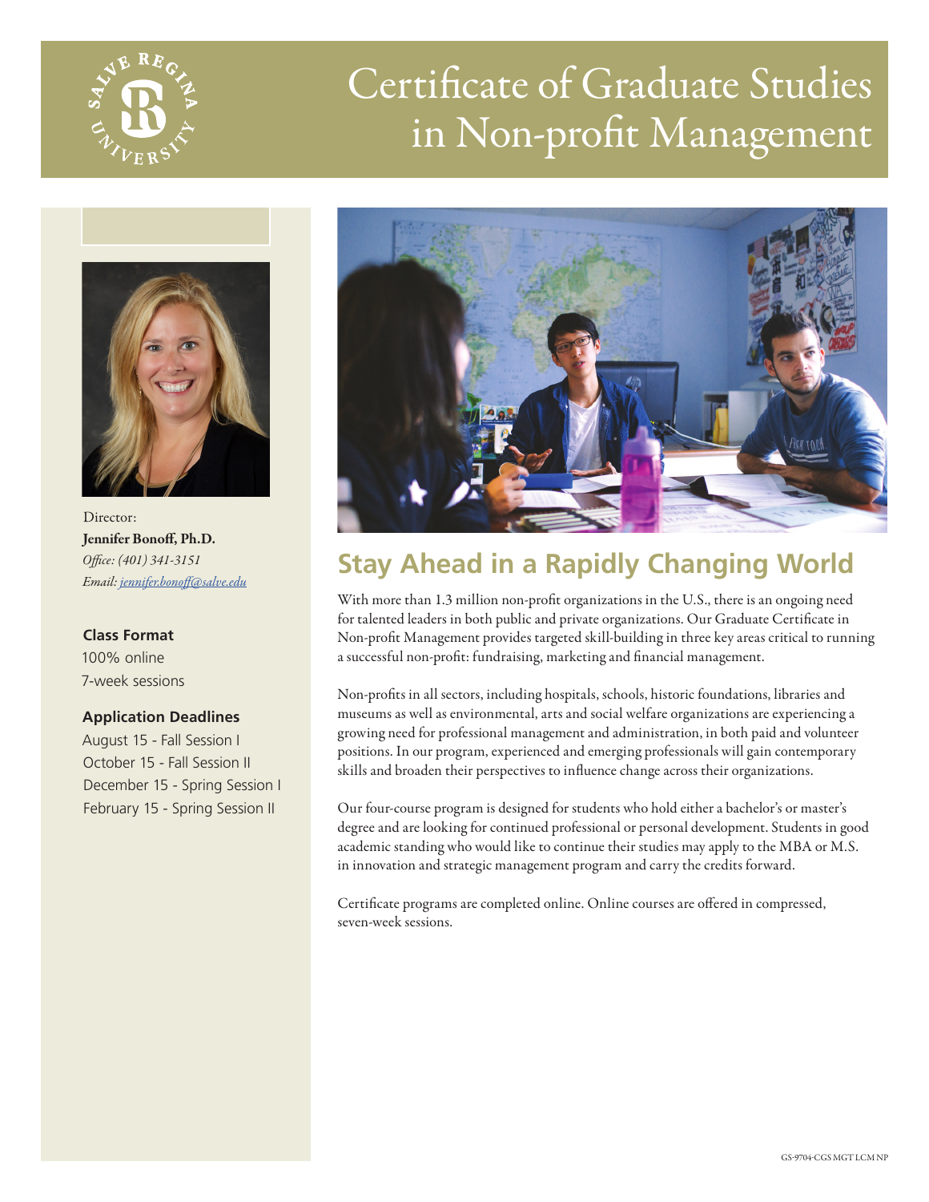# Certificate of Graduate Studies in Non-profit Management

Director:
**Jennifer Bonoff, Ph.D.**
*Office: (401) 341-3151*
*Email: jennifer.bonoff@salve.edu*

**Class Format**
100% online
7-week sessions

**Application Deadlines**
August 15 - Fall Session I
October 15 - Fall Session II
December 15 - Spring Session I
February 15 - Spring Session II

## Stay Ahead in a Rapidly Changing World

With more than 1.3 million non-profit organizations in the U.S., there is an ongoing need for talented leaders in both public and private organizations. Our Graduate Certificate in Non-profit Management provides targeted skill-building in three key areas critical to running a successful non-profit: fundraising, marketing and financial management.

Non-profits in all sectors, including hospitals, schools, historic foundations, libraries and museums as well as environmental, arts and social welfare organizations are experiencing a growing need for professional management and administration, in both paid and volunteer positions. In our program, experienced and emerging professionals will gain contemporary skills and broaden their perspectives to influence change across their organizations.

Our four-course program is designed for students who hold either a bachelor's or master's degree and are looking for continued professional or personal development. Students in good academic standing who would like to continue their studies may apply to the MBA or M.S. in innovation and strategic management program and carry the credits forward.

Certificate programs are completed online. Online courses are offered in compressed, seven-week sessions.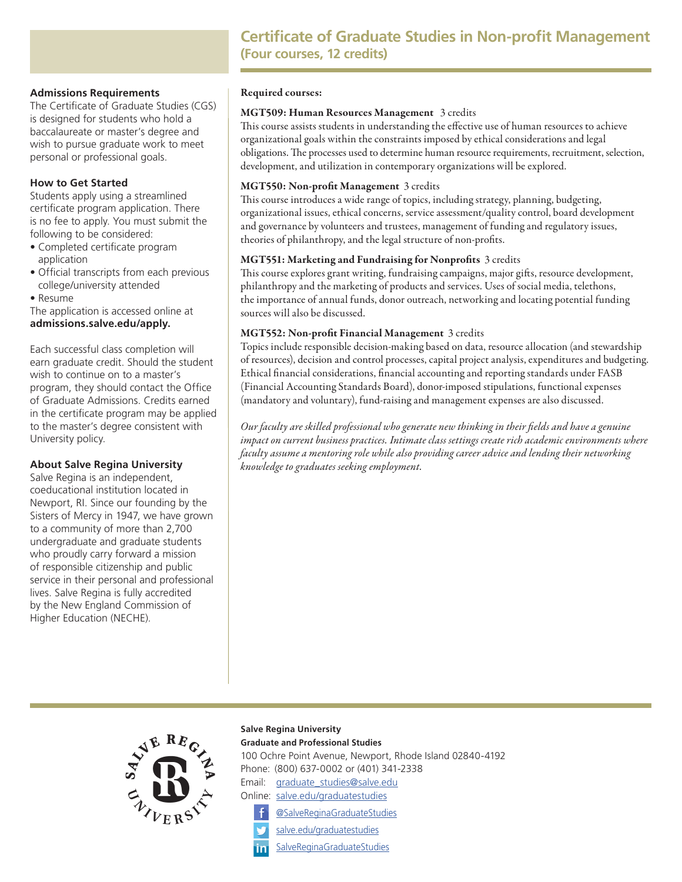# Certificate of Graduate Studies in Non-profit Management

## (Four courses, 12 credits)

### Admissions Requirements

The Certificate of Graduate Studies (CGS) is designed for students who hold a baccalaureate or master's degree and wish to pursue graduate work to meet personal or professional goals.

### How to Get Started

Students apply using a streamlined certificate program application. There is no fee to apply. You must submit the following to be considered:

- Completed certificate program application
- Official transcripts from each previous college/university attended
- Resume

The application is accessed online at **admissions.salve.edu/apply.**

Each successful class completion will earn graduate credit. Should the student wish to continue on to a master's program, they should contact the Office of Graduate Admissions. Credits earned in the certificate program may be applied to the master's degree consistent with University policy.

### About Salve Regina University

Salve Regina is an independent, coeducational institution located in Newport, RI. Since our founding by the Sisters of Mercy in 1947, we have grown to a community of more than 2,700 undergraduate and graduate students who proudly carry forward a mission of responsible citizenship and public service in their personal and professional lives. Salve Regina is fully accredited by the New England Commission of Higher Education (NECHE).

### Required courses:

**MGT509: Human Resources Management** 3 credits
This course assists students in understanding the effective use of human resources to achieve organizational goals within the constraints imposed by ethical considerations and legal obligations. The processes used to determine human resource requirements, recruitment, selection, development, and utilization in contemporary organizations will be explored.

**MGT550: Non-profit Management** 3 credits
This course introduces a wide range of topics, including strategy, planning, budgeting, organizational issues, ethical concerns, service assessment/quality control, board development and governance by volunteers and trustees, management of funding and regulatory issues, theories of philanthropy, and the legal structure of non-profits.

**MGT551: Marketing and Fundraising for Nonprofits** 3 credits
This course explores grant writing, fundraising campaigns, major gifts, resource development, philanthropy and the marketing of products and services. Uses of social media, telethons, the importance of annual funds, donor outreach, networking and locating potential funding sources will also be discussed.

**MGT552: Non-profit Financial Management** 3 credits
Topics include responsible decision-making based on data, resource allocation (and stewardship of resources), decision and control processes, capital project analysis, expenditures and budgeting. Ethical financial considerations, financial accounting and reporting standards under FASB (Financial Accounting Standards Board), donor-imposed stipulations, functional expenses (mandatory and voluntary), fund-raising and management expenses are also discussed.

*Our faculty are skilled professional who generate new thinking in their fields and have a genuine impact on current business practices. Intimate class settings create rich academic environments where faculty assume a mentoring role while also providing career advice and lending their networking knowledge to graduates seeking employment.*

**Salve Regina University**
**Graduate and Professional Studies**
100 Ochre Point Avenue, Newport, Rhode Island 02840-4192
Phone: (800) 637-0002 or (401) 341-2338
Email: graduate_studies@salve.edu
Online: salve.edu/graduatestudies
@SalveReginaGraduateStudies
salve.edu/graduatestudies
SalveReginaGraduateStudies